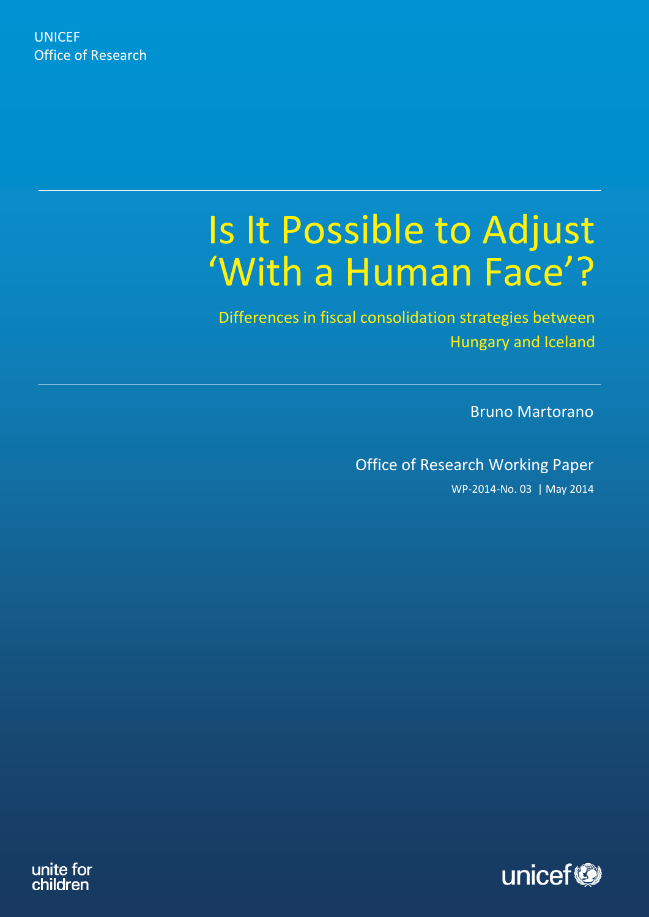UNICEF
Office of Research

# Is It Possible to Adjust 'With a Human Face'?

## Differences in fiscal consolidation strategies between Hungary and Iceland

Bruno Martorano

Office of Research Working Paper

WP-2014-No. 03 | May 2014

unite for children

unicef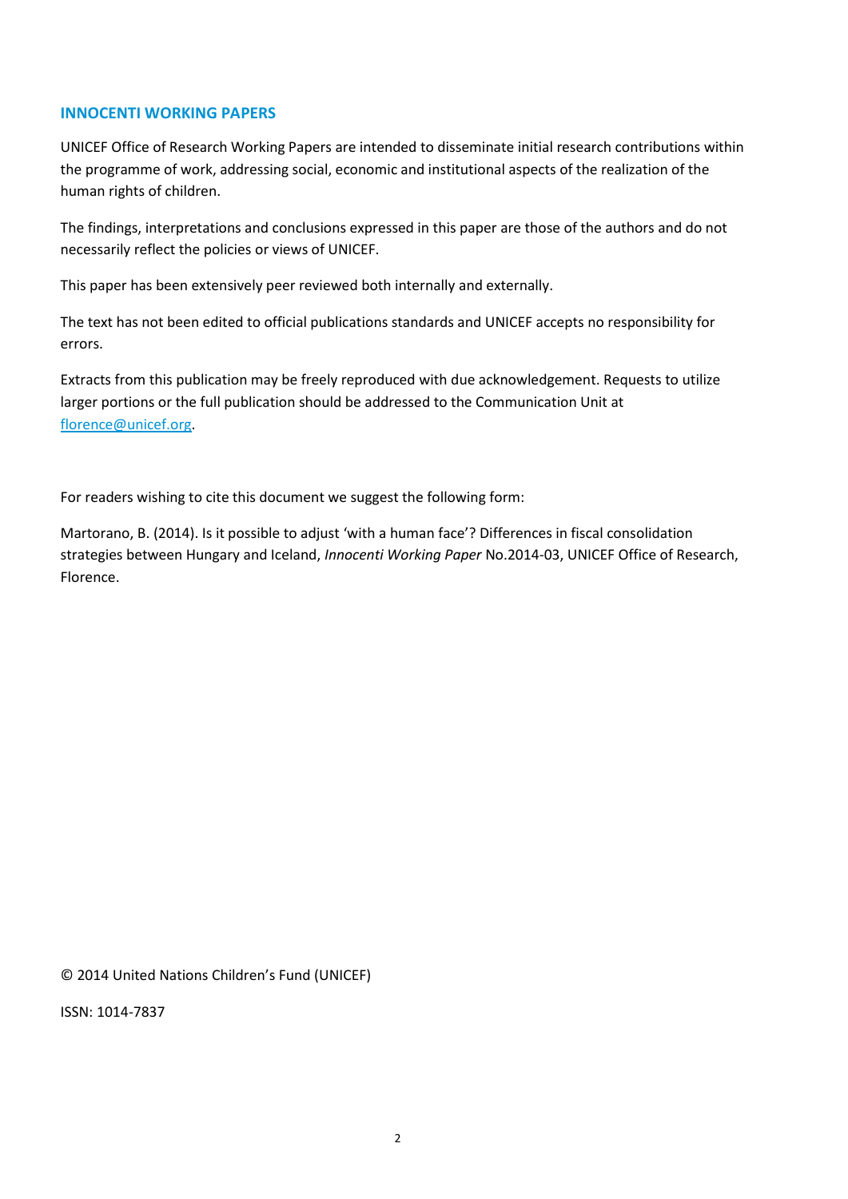## INNOCENTI WORKING PAPERS

UNICEF Office of Research Working Papers are intended to disseminate initial research contributions within the programme of work, addressing social, economic and institutional aspects of the realization of the human rights of children.

The findings, interpretations and conclusions expressed in this paper are those of the authors and do not necessarily reflect the policies or views of UNICEF.

This paper has been extensively peer reviewed both internally and externally.

The text has not been edited to official publications standards and UNICEF accepts no responsibility for errors.

Extracts from this publication may be freely reproduced with due acknowledgement. Requests to utilize larger portions or the full publication should be addressed to the Communication Unit at florence@unicef.org.

For readers wishing to cite this document we suggest the following form:

Martorano, B. (2014). Is it possible to adjust 'with a human face'? Differences in fiscal consolidation strategies between Hungary and Iceland, *Innocenti Working Paper* No.2014-03, UNICEF Office of Research, Florence.

© 2014 United Nations Children's Fund (UNICEF)

ISSN: 1014-7837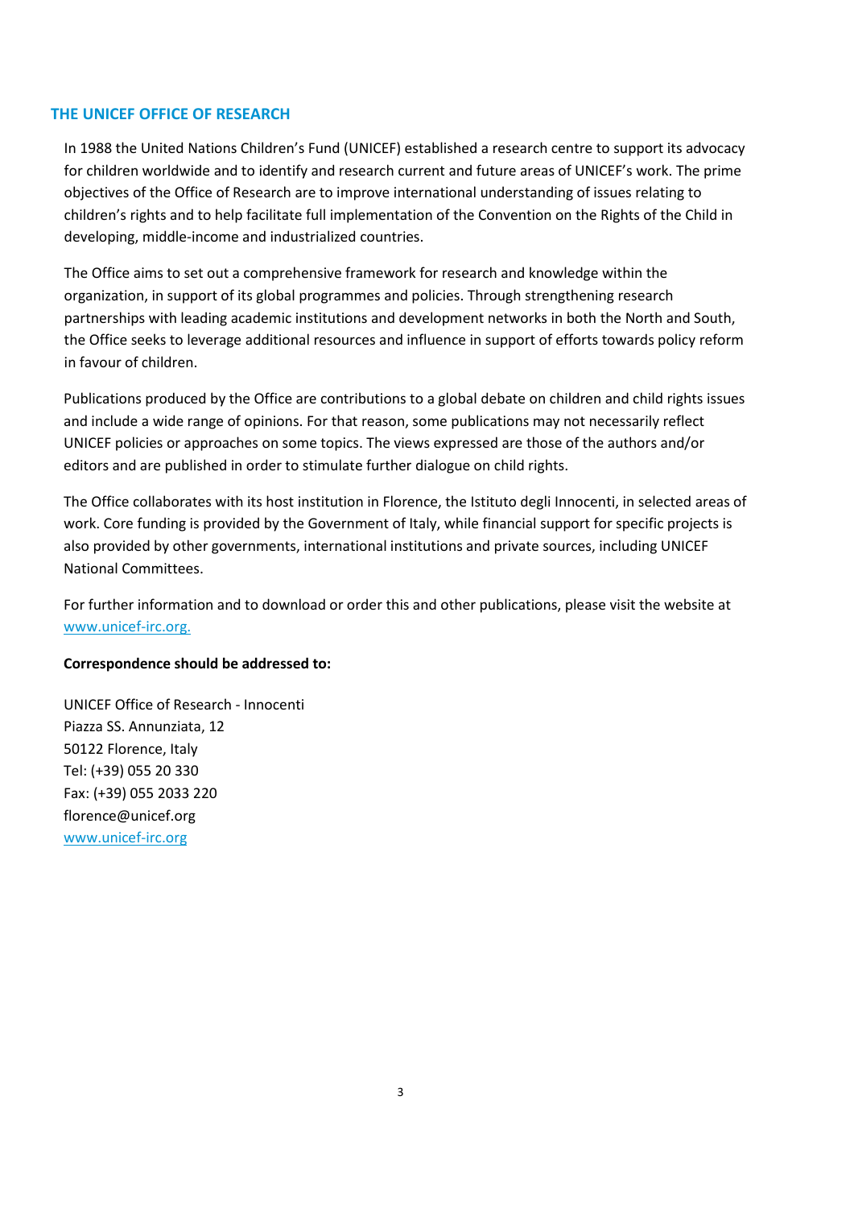## THE UNICEF OFFICE OF RESEARCH

In 1988 the United Nations Children's Fund (UNICEF) established a research centre to support its advocacy for children worldwide and to identify and research current and future areas of UNICEF's work. The prime objectives of the Office of Research are to improve international understanding of issues relating to children's rights and to help facilitate full implementation of the Convention on the Rights of the Child in developing, middle-income and industrialized countries.

The Office aims to set out a comprehensive framework for research and knowledge within the organization, in support of its global programmes and policies. Through strengthening research partnerships with leading academic institutions and development networks in both the North and South, the Office seeks to leverage additional resources and influence in support of efforts towards policy reform in favour of children.

Publications produced by the Office are contributions to a global debate on children and child rights issues and include a wide range of opinions. For that reason, some publications may not necessarily reflect UNICEF policies or approaches on some topics. The views expressed are those of the authors and/or editors and are published in order to stimulate further dialogue on child rights.

The Office collaborates with its host institution in Florence, the Istituto degli Innocenti, in selected areas of work. Core funding is provided by the Government of Italy, while financial support for specific projects is also provided by other governments, international institutions and private sources, including UNICEF National Committees.

For further information and to download or order this and other publications, please visit the website at www.unicef-irc.org.

**Correspondence should be addressed to:**

UNICEF Office of Research - Innocenti
Piazza SS. Annunziata, 12
50122 Florence, Italy
Tel: (+39) 055 20 330
Fax: (+39) 055 2033 220
florence@unicef.org
www.unicef-irc.org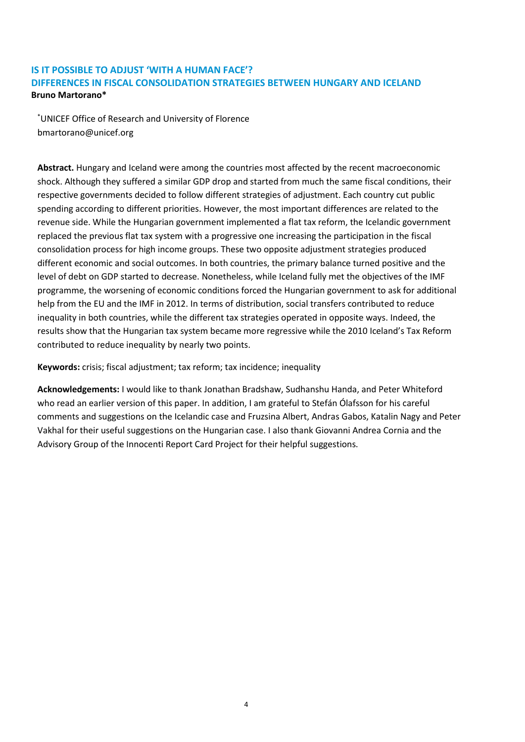# IS IT POSSIBLE TO ADJUST 'WITH A HUMAN FACE'?
## DIFFERENCES IN FISCAL CONSOLIDATION STRATEGIES BETWEEN HUNGARY AND ICELAND

**Bruno Martorano***

*UNICEF Office of Research and University of Florence
bmartorano@unicef.org

**Abstract.** Hungary and Iceland were among the countries most affected by the recent macroeconomic shock. Although they suffered a similar GDP drop and started from much the same fiscal conditions, their respective governments decided to follow different strategies of adjustment. Each country cut public spending according to different priorities. However, the most important differences are related to the revenue side. While the Hungarian government implemented a flat tax reform, the Icelandic government replaced the previous flat tax system with a progressive one increasing the participation in the fiscal consolidation process for high income groups. These two opposite adjustment strategies produced different economic and social outcomes. In both countries, the primary balance turned positive and the level of debt on GDP started to decrease. Nonetheless, while Iceland fully met the objectives of the IMF programme, the worsening of economic conditions forced the Hungarian government to ask for additional help from the EU and the IMF in 2012. In terms of distribution, social transfers contributed to reduce inequality in both countries, while the different tax strategies operated in opposite ways. Indeed, the results show that the Hungarian tax system became more regressive while the 2010 Iceland's Tax Reform contributed to reduce inequality by nearly two points.

**Keywords:** crisis; fiscal adjustment; tax reform; tax incidence; inequality

**Acknowledgements:** I would like to thank Jonathan Bradshaw, Sudhanshu Handa, and Peter Whiteford who read an earlier version of this paper. In addition, I am grateful to Stefán Ólafsson for his careful comments and suggestions on the Icelandic case and Fruzsina Albert, Andras Gabos, Katalin Nagy and Peter Vakhal for their useful suggestions on the Hungarian case. I also thank Giovanni Andrea Cornia and the Advisory Group of the Innocenti Report Card Project for their helpful suggestions.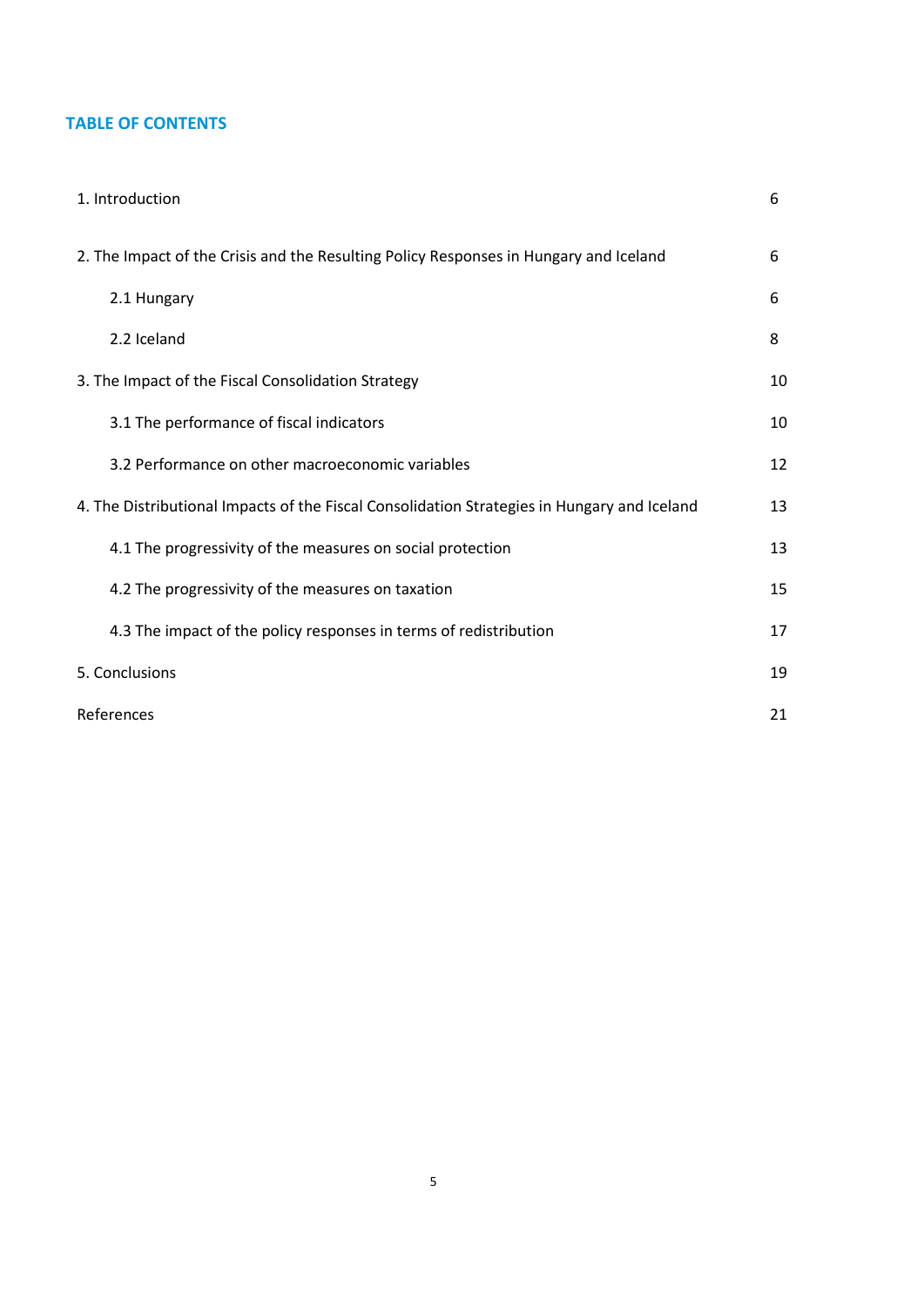## TABLE OF CONTENTS

| | |
|---|---|
| 1. Introduction | 6 |
| 2. The Impact of the Crisis and the Resulting Policy Responses in Hungary and Iceland | 6 |
| 2.1 Hungary | 6 |
| 2.2 Iceland | 8 |
| 3. The Impact of the Fiscal Consolidation Strategy | 10 |
| 3.1 The performance of fiscal indicators | 10 |
| 3.2 Performance on other macroeconomic variables | 12 |
| 4. The Distributional Impacts of the Fiscal Consolidation Strategies in Hungary and Iceland | 13 |
| 4.1 The progressivity of the measures on social protection | 13 |
| 4.2 The progressivity of the measures on taxation | 15 |
| 4.3 The impact of the policy responses in terms of redistribution | 17 |
| 5. Conclusions | 19 |
| References | 21 |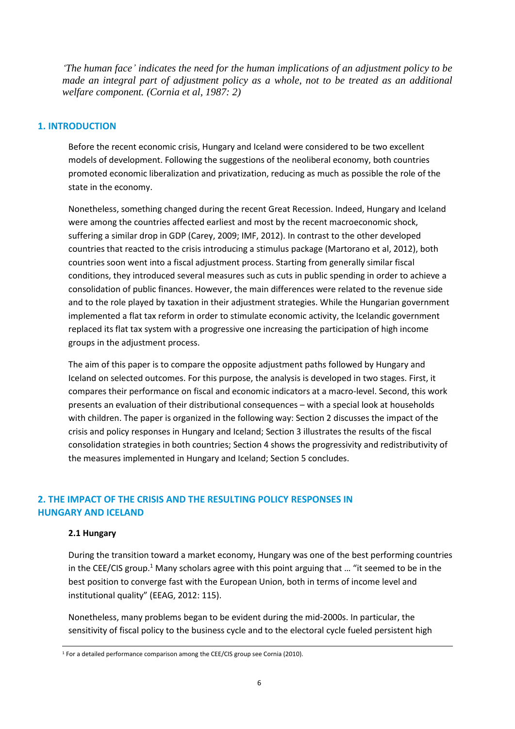*'The human face' indicates the need for the human implications of an adjustment policy to be made an integral part of adjustment policy as a whole, not to be treated as an additional welfare component. (Cornia et al, 1987: 2)*

## 1. INTRODUCTION

Before the recent economic crisis, Hungary and Iceland were considered to be two excellent models of development. Following the suggestions of the neoliberal economy, both countries promoted economic liberalization and privatization, reducing as much as possible the role of the state in the economy.

Nonetheless, something changed during the recent Great Recession. Indeed, Hungary and Iceland were among the countries affected earliest and most by the recent macroeconomic shock, suffering a similar drop in GDP (Carey, 2009; IMF, 2012). In contrast to the other developed countries that reacted to the crisis introducing a stimulus package (Martorano et al, 2012), both countries soon went into a fiscal adjustment process. Starting from generally similar fiscal conditions, they introduced several measures such as cuts in public spending in order to achieve a consolidation of public finances. However, the main differences were related to the revenue side and to the role played by taxation in their adjustment strategies. While the Hungarian government implemented a flat tax reform in order to stimulate economic activity, the Icelandic government replaced its flat tax system with a progressive one increasing the participation of high income groups in the adjustment process.

The aim of this paper is to compare the opposite adjustment paths followed by Hungary and Iceland on selected outcomes. For this purpose, the analysis is developed in two stages. First, it compares their performance on fiscal and economic indicators at a macro-level. Second, this work presents an evaluation of their distributional consequences – with a special look at households with children. The paper is organized in the following way: Section 2 discusses the impact of the crisis and policy responses in Hungary and Iceland; Section 3 illustrates the results of the fiscal consolidation strategies in both countries; Section 4 shows the progressivity and redistributivity of the measures implemented in Hungary and Iceland; Section 5 concludes.

## 2. THE IMPACT OF THE CRISIS AND THE RESULTING POLICY RESPONSES IN HUNGARY AND ICELAND

### 2.1 Hungary

During the transition toward a market economy, Hungary was one of the best performing countries in the CEE/CIS group.[1] Many scholars agree with this point arguing that … "it seemed to be in the best position to converge fast with the European Union, both in terms of income level and institutional quality" (EEAG, 2012: 115).

Nonetheless, many problems began to be evident during the mid-2000s. In particular, the sensitivity of fiscal policy to the business cycle and to the electoral cycle fueled persistent high

[1] For a detailed performance comparison among the CEE/CIS group see Cornia (2010).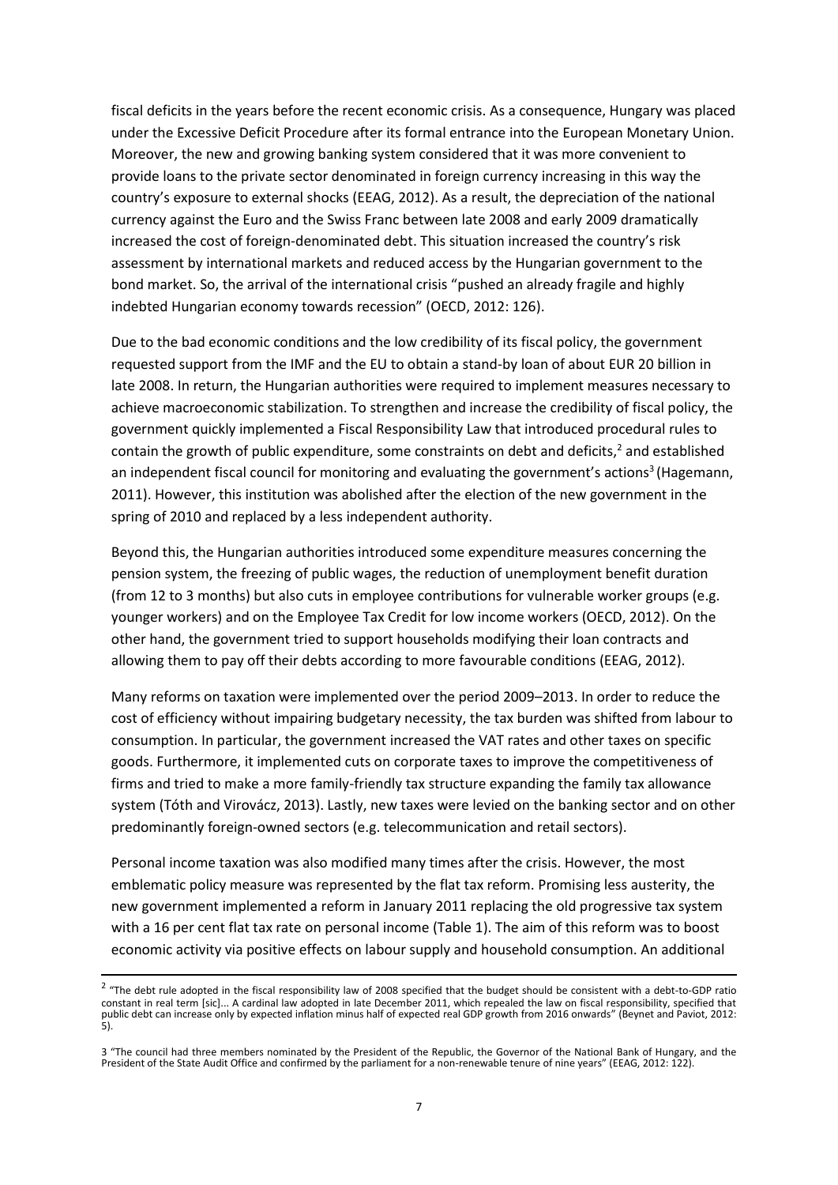fiscal deficits in the years before the recent economic crisis. As a consequence, Hungary was placed under the Excessive Deficit Procedure after its formal entrance into the European Monetary Union. Moreover, the new and growing banking system considered that it was more convenient to provide loans to the private sector denominated in foreign currency increasing in this way the country's exposure to external shocks (EEAG, 2012). As a result, the depreciation of the national currency against the Euro and the Swiss Franc between late 2008 and early 2009 dramatically increased the cost of foreign-denominated debt. This situation increased the country's risk assessment by international markets and reduced access by the Hungarian government to the bond market. So, the arrival of the international crisis "pushed an already fragile and highly indebted Hungarian economy towards recession" (OECD, 2012: 126).

Due to the bad economic conditions and the low credibility of its fiscal policy, the government requested support from the IMF and the EU to obtain a stand-by loan of about EUR 20 billion in late 2008. In return, the Hungarian authorities were required to implement measures necessary to achieve macroeconomic stabilization. To strengthen and increase the credibility of fiscal policy, the government quickly implemented a Fiscal Responsibility Law that introduced procedural rules to contain the growth of public expenditure, some constraints on debt and deficits,[2] and established an independent fiscal council for monitoring and evaluating the government's actions[3] (Hagemann, 2011). However, this institution was abolished after the election of the new government in the spring of 2010 and replaced by a less independent authority.

Beyond this, the Hungarian authorities introduced some expenditure measures concerning the pension system, the freezing of public wages, the reduction of unemployment benefit duration (from 12 to 3 months) but also cuts in employee contributions for vulnerable worker groups (e.g. younger workers) and on the Employee Tax Credit for low income workers (OECD, 2012). On the other hand, the government tried to support households modifying their loan contracts and allowing them to pay off their debts according to more favourable conditions (EEAG, 2012).

Many reforms on taxation were implemented over the period 2009–2013. In order to reduce the cost of efficiency without impairing budgetary necessity, the tax burden was shifted from labour to consumption. In particular, the government increased the VAT rates and other taxes on specific goods. Furthermore, it implemented cuts on corporate taxes to improve the competitiveness of firms and tried to make a more family-friendly tax structure expanding the family tax allowance system (Tóth and Virovácz, 2013). Lastly, new taxes were levied on the banking sector and on other predominantly foreign-owned sectors (e.g. telecommunication and retail sectors).

Personal income taxation was also modified many times after the crisis. However, the most emblematic policy measure was represented by the flat tax reform. Promising less austerity, the new government implemented a reform in January 2011 replacing the old progressive tax system with a 16 per cent flat tax rate on personal income (Table 1). The aim of this reform was to boost economic activity via positive effects on labour supply and household consumption. An additional

---

[2] "The debt rule adopted in the fiscal responsibility law of 2008 specified that the budget should be consistent with a debt-to-GDP ratio constant in real term [sic]... A cardinal law adopted in late December 2011, which repealed the law on fiscal responsibility, specified that public debt can increase only by expected inflation minus half of expected real GDP growth from 2016 onwards" (Beynet and Paviot, 2012: 5).

[3] "The council had three members nominated by the President of the Republic, the Governor of the National Bank of Hungary, and the President of the State Audit Office and confirmed by the parliament for a non-renewable tenure of nine years" (EEAG, 2012: 122).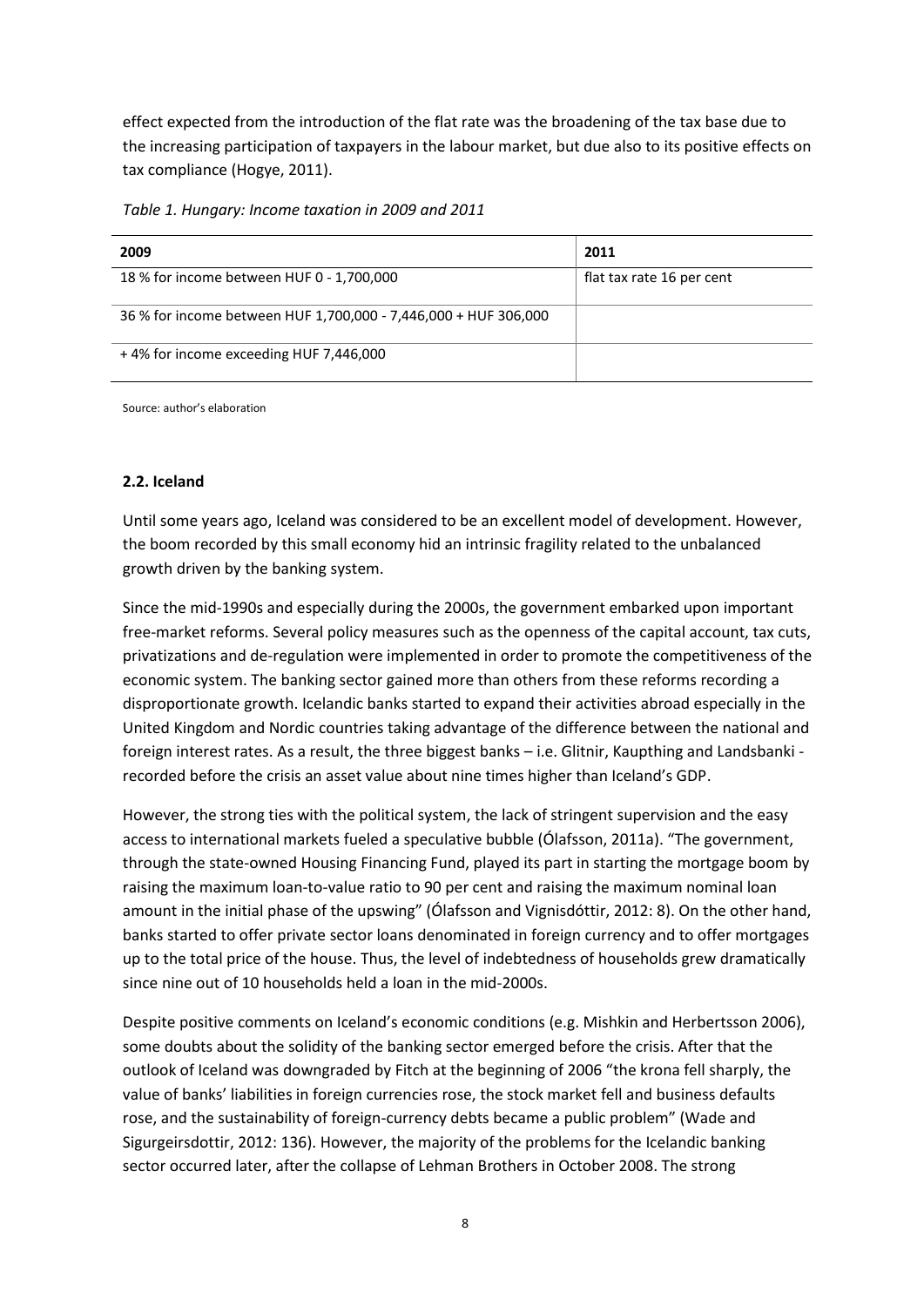effect expected from the introduction of the flat rate was the broadening of the tax base due to the increasing participation of taxpayers in the labour market, but due also to its positive effects on tax compliance (Hogye, 2011).

*Table 1. Hungary: Income taxation in 2009 and 2011*

| 2009 | 2011 |
| --- | --- |
| 18 % for income between HUF 0 - 1,700,000 | flat tax rate 16 per cent |
| 36 % for income between HUF 1,700,000 - 7,446,000 + HUF 306,000 | |
| + 4% for income exceeding HUF 7,446,000 | |

Source: author's elaboration

### 2.2. Iceland

Until some years ago, Iceland was considered to be an excellent model of development. However, the boom recorded by this small economy hid an intrinsic fragility related to the unbalanced growth driven by the banking system.

Since the mid-1990s and especially during the 2000s, the government embarked upon important free-market reforms. Several policy measures such as the openness of the capital account, tax cuts, privatizations and de-regulation were implemented in order to promote the competitiveness of the economic system. The banking sector gained more than others from these reforms recording a disproportionate growth. Icelandic banks started to expand their activities abroad especially in the United Kingdom and Nordic countries taking advantage of the difference between the national and foreign interest rates. As a result, the three biggest banks – i.e. Glitnir, Kaupthing and Landsbanki - recorded before the crisis an asset value about nine times higher than Iceland's GDP.

However, the strong ties with the political system, the lack of stringent supervision and the easy access to international markets fueled a speculative bubble (Ólafsson, 2011a). "The government, through the state-owned Housing Financing Fund, played its part in starting the mortgage boom by raising the maximum loan-to-value ratio to 90 per cent and raising the maximum nominal loan amount in the initial phase of the upswing" (Ólafsson and Vignisdóttir, 2012: 8). On the other hand, banks started to offer private sector loans denominated in foreign currency and to offer mortgages up to the total price of the house. Thus, the level of indebtedness of households grew dramatically since nine out of 10 households held a loan in the mid-2000s.

Despite positive comments on Iceland's economic conditions (e.g. Mishkin and Herbertsson 2006), some doubts about the solidity of the banking sector emerged before the crisis. After that the outlook of Iceland was downgraded by Fitch at the beginning of 2006 "the krona fell sharply, the value of banks' liabilities in foreign currencies rose, the stock market fell and business defaults rose, and the sustainability of foreign-currency debts became a public problem" (Wade and Sigurgeirsdottir, 2012: 136). However, the majority of the problems for the Icelandic banking sector occurred later, after the collapse of Lehman Brothers in October 2008. The strong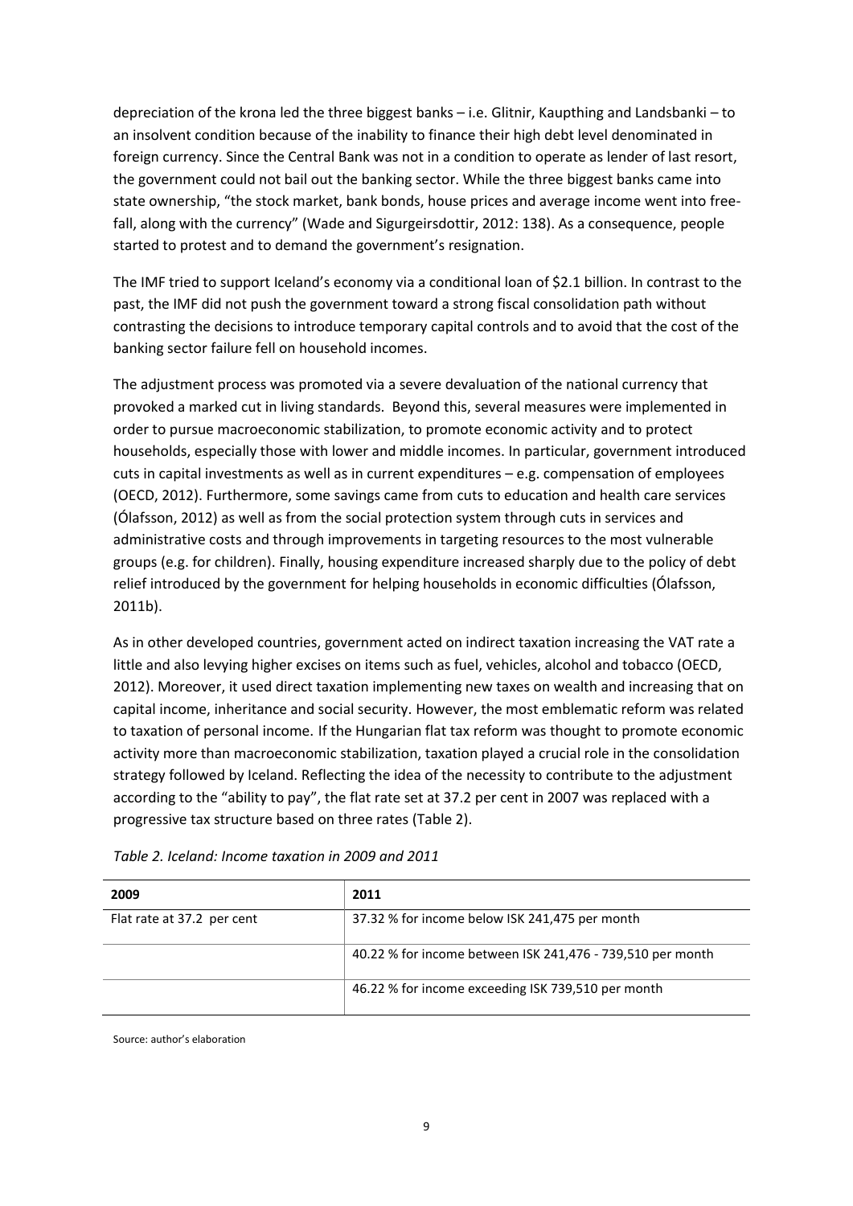depreciation of the krona led the three biggest banks – i.e. Glitnir, Kaupthing and Landsbanki – to an insolvent condition because of the inability to finance their high debt level denominated in foreign currency. Since the Central Bank was not in a condition to operate as lender of last resort, the government could not bail out the banking sector. While the three biggest banks came into state ownership, "the stock market, bank bonds, house prices and average income went into free-fall, along with the currency" (Wade and Sigurgeirsdottir, 2012: 138). As a consequence, people started to protest and to demand the government's resignation.

The IMF tried to support Iceland's economy via a conditional loan of $2.1 billion. In contrast to the past, the IMF did not push the government toward a strong fiscal consolidation path without contrasting the decisions to introduce temporary capital controls and to avoid that the cost of the banking sector failure fell on household incomes.

The adjustment process was promoted via a severe devaluation of the national currency that provoked a marked cut in living standards. Beyond this, several measures were implemented in order to pursue macroeconomic stabilization, to promote economic activity and to protect households, especially those with lower and middle incomes. In particular, government introduced cuts in capital investments as well as in current expenditures – e.g. compensation of employees (OECD, 2012). Furthermore, some savings came from cuts to education and health care services (Ólafsson, 2012) as well as from the social protection system through cuts in services and administrative costs and through improvements in targeting resources to the most vulnerable groups (e.g. for children). Finally, housing expenditure increased sharply due to the policy of debt relief introduced by the government for helping households in economic difficulties (Ólafsson, 2011b).

As in other developed countries, government acted on indirect taxation increasing the VAT rate a little and also levying higher excises on items such as fuel, vehicles, alcohol and tobacco (OECD, 2012). Moreover, it used direct taxation implementing new taxes on wealth and increasing that on capital income, inheritance and social security. However, the most emblematic reform was related to taxation of personal income. If the Hungarian flat tax reform was thought to promote economic activity more than macroeconomic stabilization, taxation played a crucial role in the consolidation strategy followed by Iceland. Reflecting the idea of the necessity to contribute to the adjustment according to the "ability to pay", the flat rate set at 37.2 per cent in 2007 was replaced with a progressive tax structure based on three rates (Table 2).

*Table 2. Iceland: Income taxation in 2009 and 2011*

| 2009 | 2011 |
|---|---|
| Flat rate at 37.2 per cent | 37.32 % for income below ISK 241,475 per month |
| | 40.22 % for income between ISK 241,476 - 739,510 per month |
| | 46.22 % for income exceeding ISK 739,510 per month |

Source: author's elaboration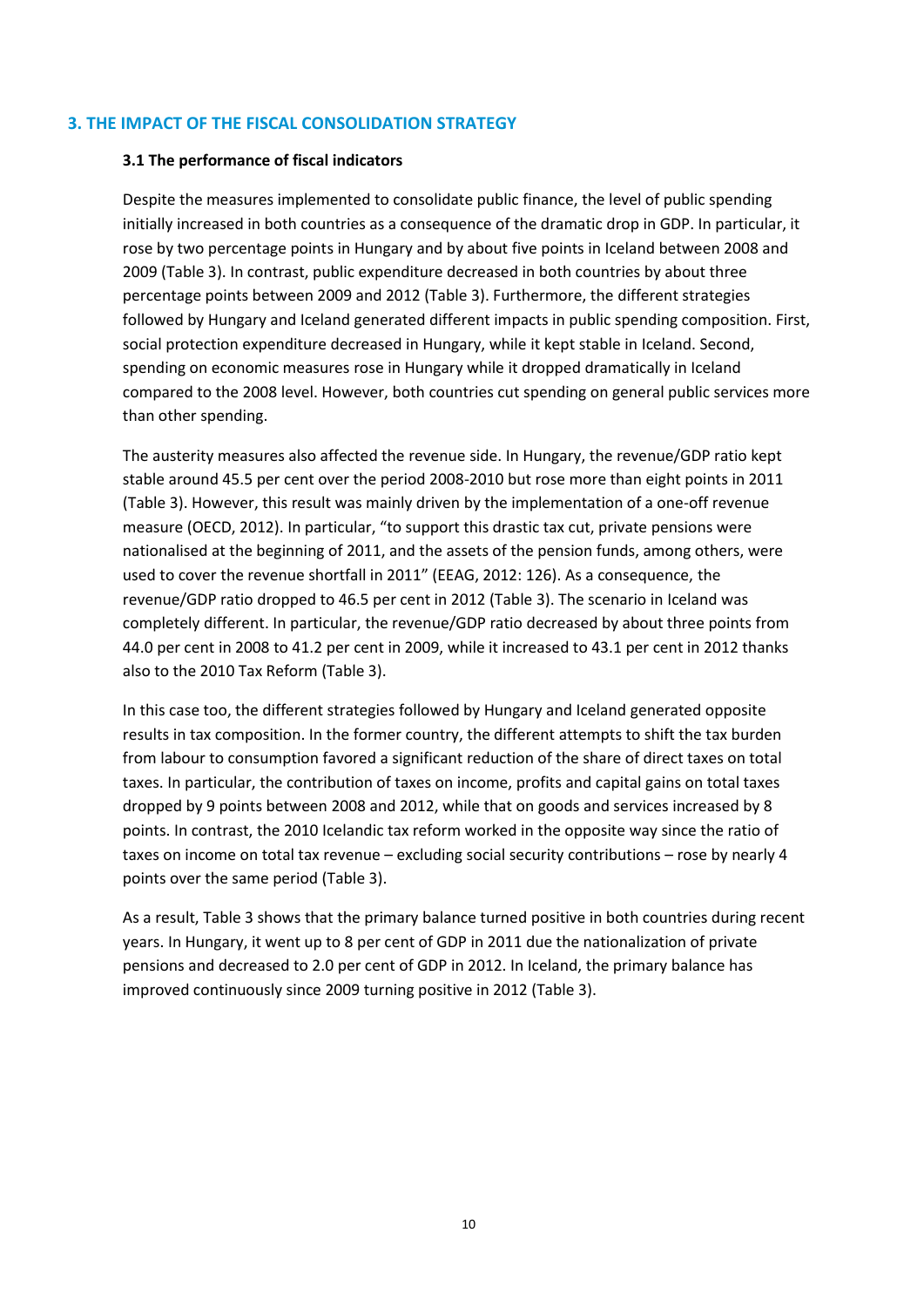## 3. THE IMPACT OF THE FISCAL CONSOLIDATION STRATEGY

### 3.1 The performance of fiscal indicators

Despite the measures implemented to consolidate public finance, the level of public spending initially increased in both countries as a consequence of the dramatic drop in GDP. In particular, it rose by two percentage points in Hungary and by about five points in Iceland between 2008 and 2009 (Table 3). In contrast, public expenditure decreased in both countries by about three percentage points between 2009 and 2012 (Table 3). Furthermore, the different strategies followed by Hungary and Iceland generated different impacts in public spending composition. First, social protection expenditure decreased in Hungary, while it kept stable in Iceland. Second, spending on economic measures rose in Hungary while it dropped dramatically in Iceland compared to the 2008 level. However, both countries cut spending on general public services more than other spending.

The austerity measures also affected the revenue side. In Hungary, the revenue/GDP ratio kept stable around 45.5 per cent over the period 2008-2010 but rose more than eight points in 2011 (Table 3). However, this result was mainly driven by the implementation of a one-off revenue measure (OECD, 2012). In particular, "to support this drastic tax cut, private pensions were nationalised at the beginning of 2011, and the assets of the pension funds, among others, were used to cover the revenue shortfall in 2011" (EEAG, 2012: 126). As a consequence, the revenue/GDP ratio dropped to 46.5 per cent in 2012 (Table 3). The scenario in Iceland was completely different. In particular, the revenue/GDP ratio decreased by about three points from 44.0 per cent in 2008 to 41.2 per cent in 2009, while it increased to 43.1 per cent in 2012 thanks also to the 2010 Tax Reform (Table 3).

In this case too, the different strategies followed by Hungary and Iceland generated opposite results in tax composition. In the former country, the different attempts to shift the tax burden from labour to consumption favored a significant reduction of the share of direct taxes on total taxes. In particular, the contribution of taxes on income, profits and capital gains on total taxes dropped by 9 points between 2008 and 2012, while that on goods and services increased by 8 points. In contrast, the 2010 Icelandic tax reform worked in the opposite way since the ratio of taxes on income on total tax revenue – excluding social security contributions – rose by nearly 4 points over the same period (Table 3).

As a result, Table 3 shows that the primary balance turned positive in both countries during recent years. In Hungary, it went up to 8 per cent of GDP in 2011 due the nationalization of private pensions and decreased to 2.0 per cent of GDP in 2012. In Iceland, the primary balance has improved continuously since 2009 turning positive in 2012 (Table 3).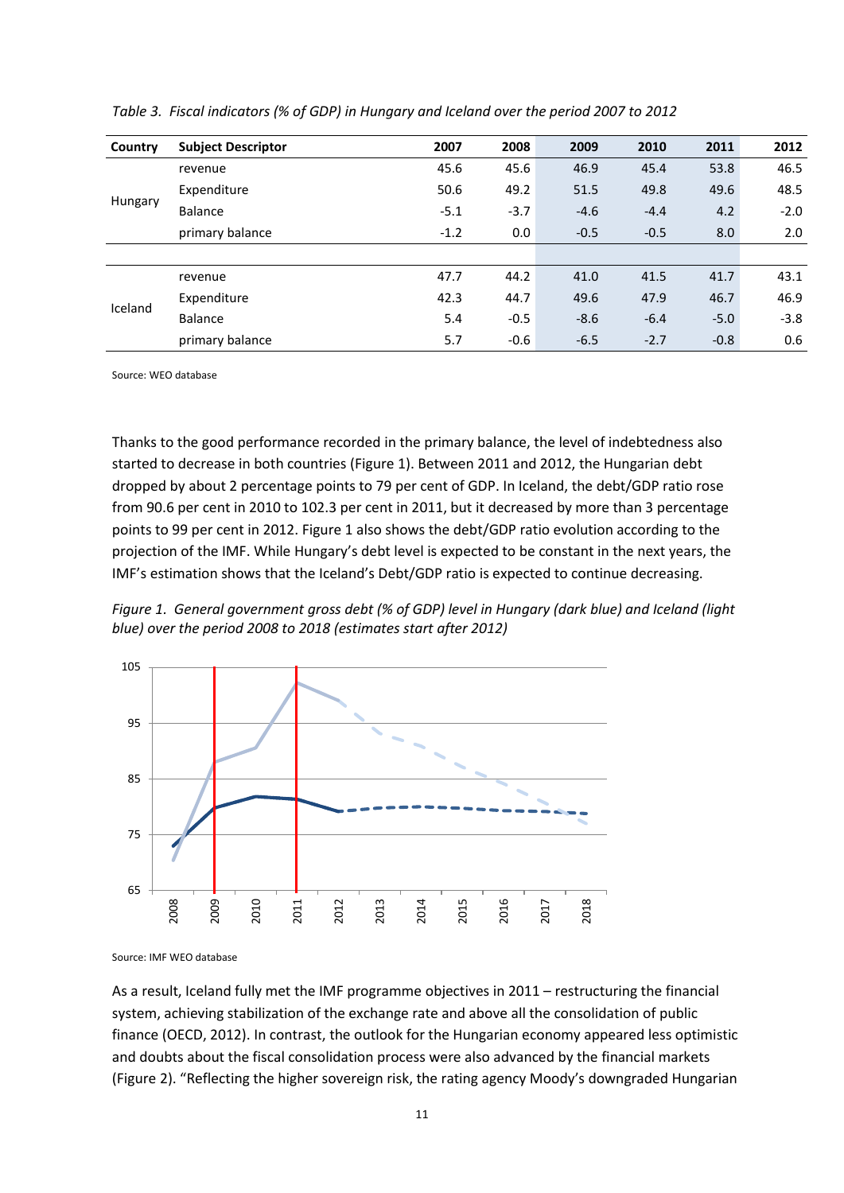*Table 3. Fiscal indicators (% of GDP) in Hungary and Iceland over the period 2007 to 2012*

| Country | Subject Descriptor | 2007 | 2008 | 2009 | 2010 | 2011 | 2012 |
|---|---|---|---|---|---|---|---|
| Hungary | revenue | 45.6 | 45.6 | 46.9 | 45.4 | 53.8 | 46.5 |
| | Expenditure | 50.6 | 49.2 | 51.5 | 49.8 | 49.6 | 48.5 |
| | Balance | -5.1 | -3.7 | -4.6 | -4.4 | 4.2 | -2.0 |
| | primary balance | -1.2 | 0.0 | -0.5 | -0.5 | 8.0 | 2.0 |
| Iceland | revenue | 47.7 | 44.2 | 41.0 | 41.5 | 41.7 | 43.1 |
| | Expenditure | 42.3 | 44.7 | 49.6 | 47.9 | 46.7 | 46.9 |
| | Balance | 5.4 | -0.5 | -8.6 | -6.4 | -5.0 | -3.8 |
| | primary balance | 5.7 | -0.6 | -6.5 | -2.7 | -0.8 | 0.6 |

Source: WEO database

Thanks to the good performance recorded in the primary balance, the level of indebtedness also started to decrease in both countries (Figure 1). Between 2011 and 2012, the Hungarian debt dropped by about 2 percentage points to 79 per cent of GDP. In Iceland, the debt/GDP ratio rose from 90.6 per cent in 2010 to 102.3 per cent in 2011, but it decreased by more than 3 percentage points to 99 per cent in 2012. Figure 1 also shows the debt/GDP ratio evolution according to the projection of the IMF. While Hungary's debt level is expected to be constant in the next years, the IMF's estimation shows that the Iceland's Debt/GDP ratio is expected to continue decreasing.

*Figure 1. General government gross debt (% of GDP) level in Hungary (dark blue) and Iceland (light blue) over the period 2008 to 2018 (estimates start after 2012)*

Source: IMF WEO database

As a result, Iceland fully met the IMF programme objectives in 2011 – restructuring the financial system, achieving stabilization of the exchange rate and above all the consolidation of public finance (OECD, 2012). In contrast, the outlook for the Hungarian economy appeared less optimistic and doubts about the fiscal consolidation process were also advanced by the financial markets (Figure 2). "Reflecting the higher sovereign risk, the rating agency Moody's downgraded Hungarian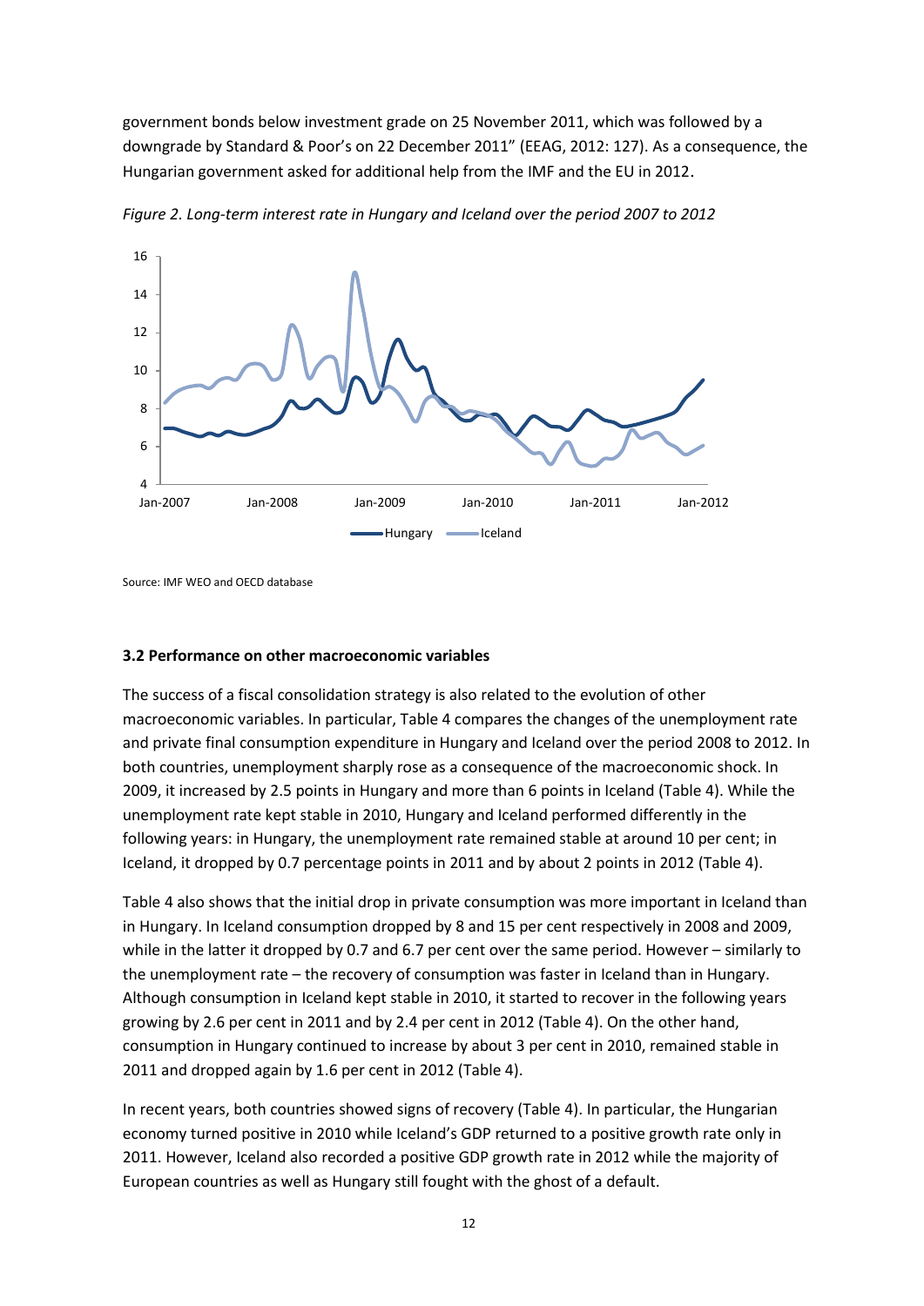government bonds below investment grade on 25 November 2011, which was followed by a downgrade by Standard & Poor's on 22 December 2011" (EEAG, 2012: 127). As a consequence, the Hungarian government asked for additional help from the IMF and the EU in 2012.

*Figure 2. Long-term interest rate in Hungary and Iceland over the period 2007 to 2012*

Source: IMF WEO and OECD database

### 3.2 Performance on other macroeconomic variables

The success of a fiscal consolidation strategy is also related to the evolution of other macroeconomic variables. In particular, Table 4 compares the changes of the unemployment rate and private final consumption expenditure in Hungary and Iceland over the period 2008 to 2012. In both countries, unemployment sharply rose as a consequence of the macroeconomic shock. In 2009, it increased by 2.5 points in Hungary and more than 6 points in Iceland (Table 4). While the unemployment rate kept stable in 2010, Hungary and Iceland performed differently in the following years: in Hungary, the unemployment rate remained stable at around 10 per cent; in Iceland, it dropped by 0.7 percentage points in 2011 and by about 2 points in 2012 (Table 4).

Table 4 also shows that the initial drop in private consumption was more important in Iceland than in Hungary. In Iceland consumption dropped by 8 and 15 per cent respectively in 2008 and 2009, while in the latter it dropped by 0.7 and 6.7 per cent over the same period. However – similarly to the unemployment rate – the recovery of consumption was faster in Iceland than in Hungary. Although consumption in Iceland kept stable in 2010, it started to recover in the following years growing by 2.6 per cent in 2011 and by 2.4 per cent in 2012 (Table 4). On the other hand, consumption in Hungary continued to increase by about 3 per cent in 2010, remained stable in 2011 and dropped again by 1.6 per cent in 2012 (Table 4).

In recent years, both countries showed signs of recovery (Table 4). In particular, the Hungarian economy turned positive in 2010 while Iceland's GDP returned to a positive growth rate only in 2011. However, Iceland also recorded a positive GDP growth rate in 2012 while the majority of European countries as well as Hungary still fought with the ghost of a default.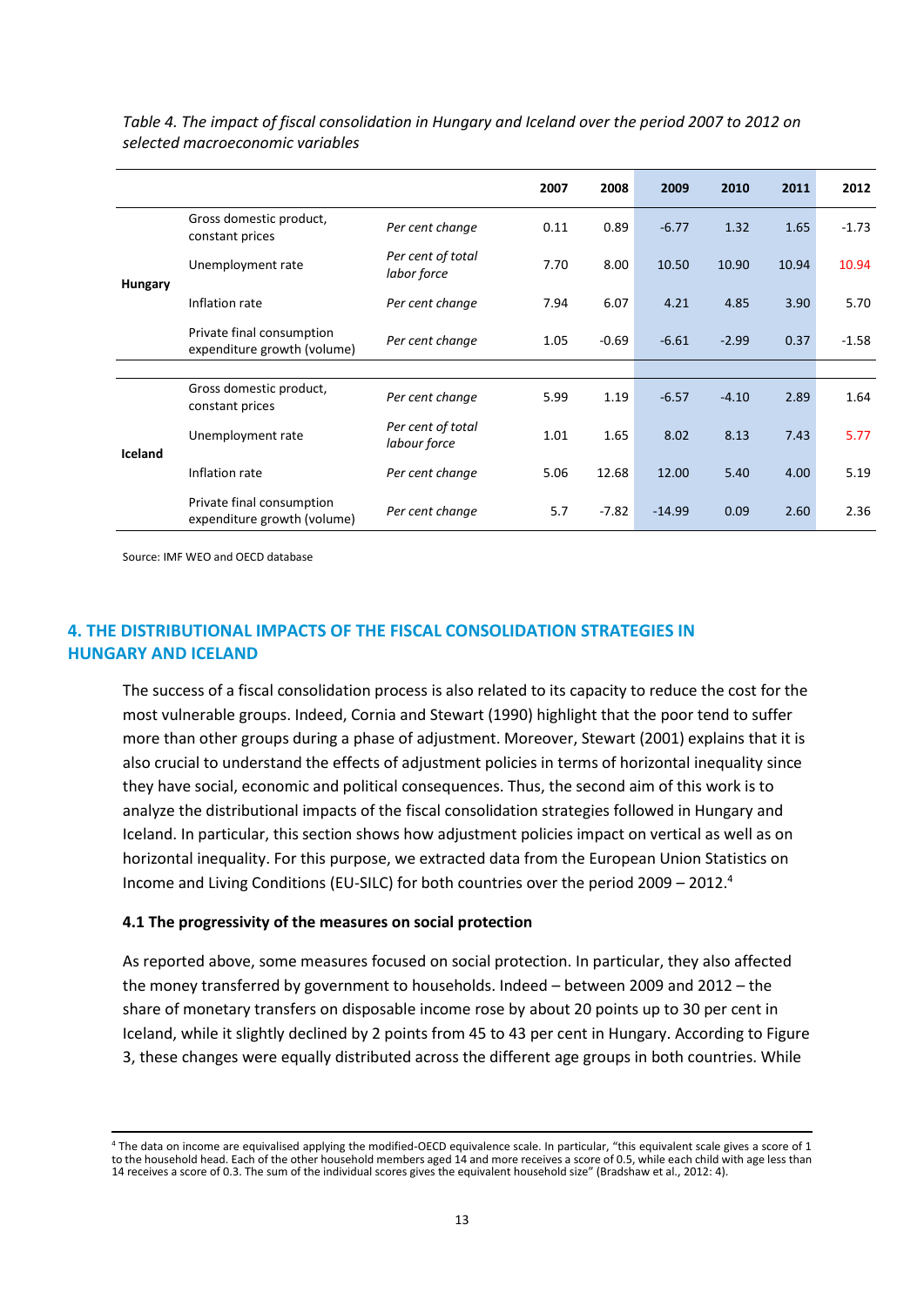*Table 4. The impact of fiscal consolidation in Hungary and Iceland over the period 2007 to 2012 on selected macroeconomic variables*

| | | | 2007 | 2008 | 2009 | 2010 | 2011 | 2012 |
|---|---|---|---|---|---|---|---|---|
| **Hungary** | Gross domestic product, constant prices | *Per cent change* | 0.11 | 0.89 | -6.77 | 1.32 | 1.65 | -1.73 |
| | Unemployment rate | *Per cent of total labor force* | 7.70 | 8.00 | 10.50 | 10.90 | 10.94 | 10.94 |
| | Inflation rate | *Per cent change* | 7.94 | 6.07 | 4.21 | 4.85 | 3.90 | 5.70 |
| | Private final consumption expenditure growth (volume) | *Per cent change* | 1.05 | -0.69 | -6.61 | -2.99 | 0.37 | -1.58 |
| **Iceland** | Gross domestic product, constant prices | *Per cent change* | 5.99 | 1.19 | -6.57 | -4.10 | 2.89 | 1.64 |
| | Unemployment rate | *Per cent of total labour force* | 1.01 | 1.65 | 8.02 | 8.13 | 7.43 | 5.77 |
| | Inflation rate | *Per cent change* | 5.06 | 12.68 | 12.00 | 5.40 | 4.00 | 5.19 |
| | Private final consumption expenditure growth (volume) | *Per cent change* | 5.7 | -7.82 | -14.99 | 0.09 | 2.60 | 2.36 |

Source: IMF WEO and OECD database

## 4. THE DISTRIBUTIONAL IMPACTS OF THE FISCAL CONSOLIDATION STRATEGIES IN HUNGARY AND ICELAND

The success of a fiscal consolidation process is also related to its capacity to reduce the cost for the most vulnerable groups. Indeed, Cornia and Stewart (1990) highlight that the poor tend to suffer more than other groups during a phase of adjustment. Moreover, Stewart (2001) explains that it is also crucial to understand the effects of adjustment policies in terms of horizontal inequality since they have social, economic and political consequences. Thus, the second aim of this work is to analyze the distributional impacts of the fiscal consolidation strategies followed in Hungary and Iceland. In particular, this section shows how adjustment policies impact on vertical as well as on horizontal inequality. For this purpose, we extracted data from the European Union Statistics on Income and Living Conditions (EU-SILC) for both countries over the period 2009 – 2012.[4]

### 4.1 The progressivity of the measures on social protection

As reported above, some measures focused on social protection. In particular, they also affected the money transferred by government to households. Indeed – between 2009 and 2012 – the share of monetary transfers on disposable income rose by about 20 points up to 30 per cent in Iceland, while it slightly declined by 2 points from 45 to 43 per cent in Hungary. According to Figure 3, these changes were equally distributed across the different age groups in both countries. While

[4] The data on income are equivalised applying the modified-OECD equivalence scale. In particular, "this equivalent scale gives a score of 1 to the household head. Each of the other household members aged 14 and more receives a score of 0.5, while each child with age less than 14 receives a score of 0.3. The sum of the individual scores gives the equivalent household size" (Bradshaw et al., 2012: 4).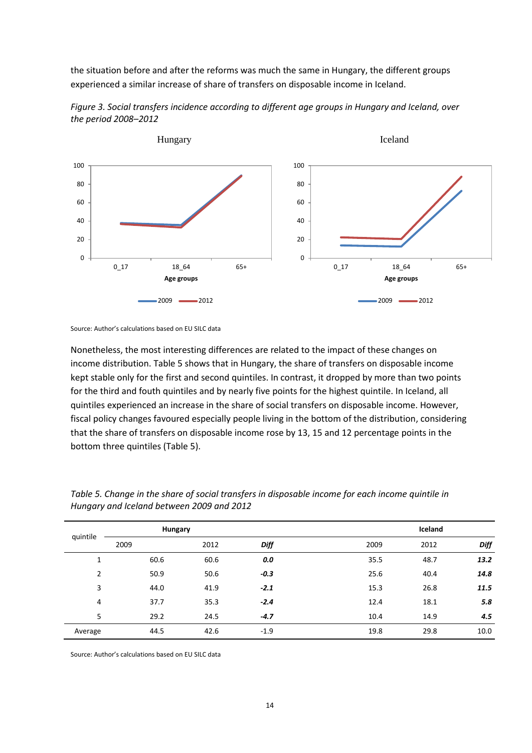the situation before and after the reforms was much the same in Hungary, the different groups experienced a similar increase of share of transfers on disposable income in Iceland.

*Figure 3. Social transfers incidence according to different age groups in Hungary and Iceland, over the period 2008–2012*

Source: Author's calculations based on EU SILC data

Nonetheless, the most interesting differences are related to the impact of these changes on income distribution. Table 5 shows that in Hungary, the share of transfers on disposable income kept stable only for the first and second quintiles. In contrast, it dropped by more than two points for the third and fouth quintiles and by nearly five points for the highest quintile. In Iceland, all quintiles experienced an increase in the share of social transfers on disposable income. However, fiscal policy changes favoured especially people living in the bottom of the distribution, considering that the share of transfers on disposable income rose by 13, 15 and 12 percentage points in the bottom three quintiles (Table 5).

*Table 5. Change in the share of social transfers in disposable income for each income quintile in Hungary and Iceland between 2009 and 2012*

| quintile | Hungary | | | Iceland | | |
|---|---|---|---|---|---|---|
| | 2009 | 2012 | *Diff* | 2009 | 2012 | *Diff* |
| 1 | 60.6 | 60.6 | ***0.0*** | 35.5 | 48.7 | ***13.2*** |
| 2 | 50.9 | 50.6 | ***-0.3*** | 25.6 | 40.4 | ***14.8*** |
| 3 | 44.0 | 41.9 | ***-2.1*** | 15.3 | 26.8 | ***11.5*** |
| 4 | 37.7 | 35.3 | ***-2.4*** | 12.4 | 18.1 | ***5.8*** |
| 5 | 29.2 | 24.5 | ***-4.7*** | 10.4 | 14.9 | ***4.5*** |
| Average | 44.5 | 42.6 | -1.9 | 19.8 | 29.8 | 10.0 |

Source: Author's calculations based on EU SILC data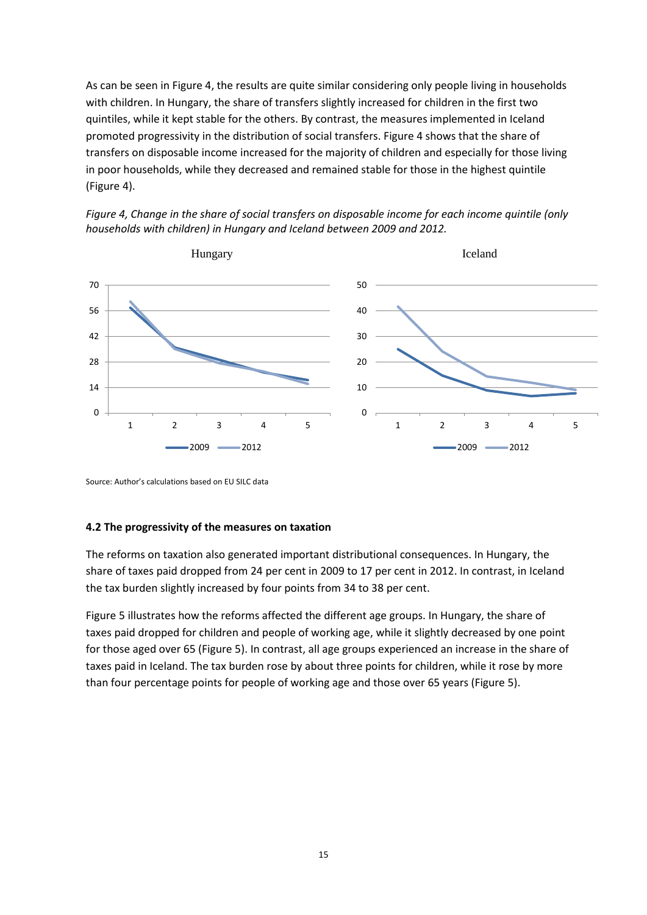As can be seen in Figure 4, the results are quite similar considering only people living in households with children. In Hungary, the share of transfers slightly increased for children in the first two quintiles, while it kept stable for the others. By contrast, the measures implemented in Iceland promoted progressivity in the distribution of social transfers. Figure 4 shows that the share of transfers on disposable income increased for the majority of children and especially for those living in poor households, while they decreased and remained stable for those in the highest quintile (Figure 4).

*Figure 4, Change in the share of social transfers on disposable income for each income quintile (only households with children) in Hungary and Iceland between 2009 and 2012.*

Source: Author's calculations based on EU SILC data

**4.2 The progressivity of the measures on taxation**

The reforms on taxation also generated important distributional consequences. In Hungary, the share of taxes paid dropped from 24 per cent in 2009 to 17 per cent in 2012. In contrast, in Iceland the tax burden slightly increased by four points from 34 to 38 per cent.

Figure 5 illustrates how the reforms affected the different age groups. In Hungary, the share of taxes paid dropped for children and people of working age, while it slightly decreased by one point for those aged over 65 (Figure 5). In contrast, all age groups experienced an increase in the share of taxes paid in Iceland. The tax burden rose by about three points for children, while it rose by more than four percentage points for people of working age and those over 65 years (Figure 5).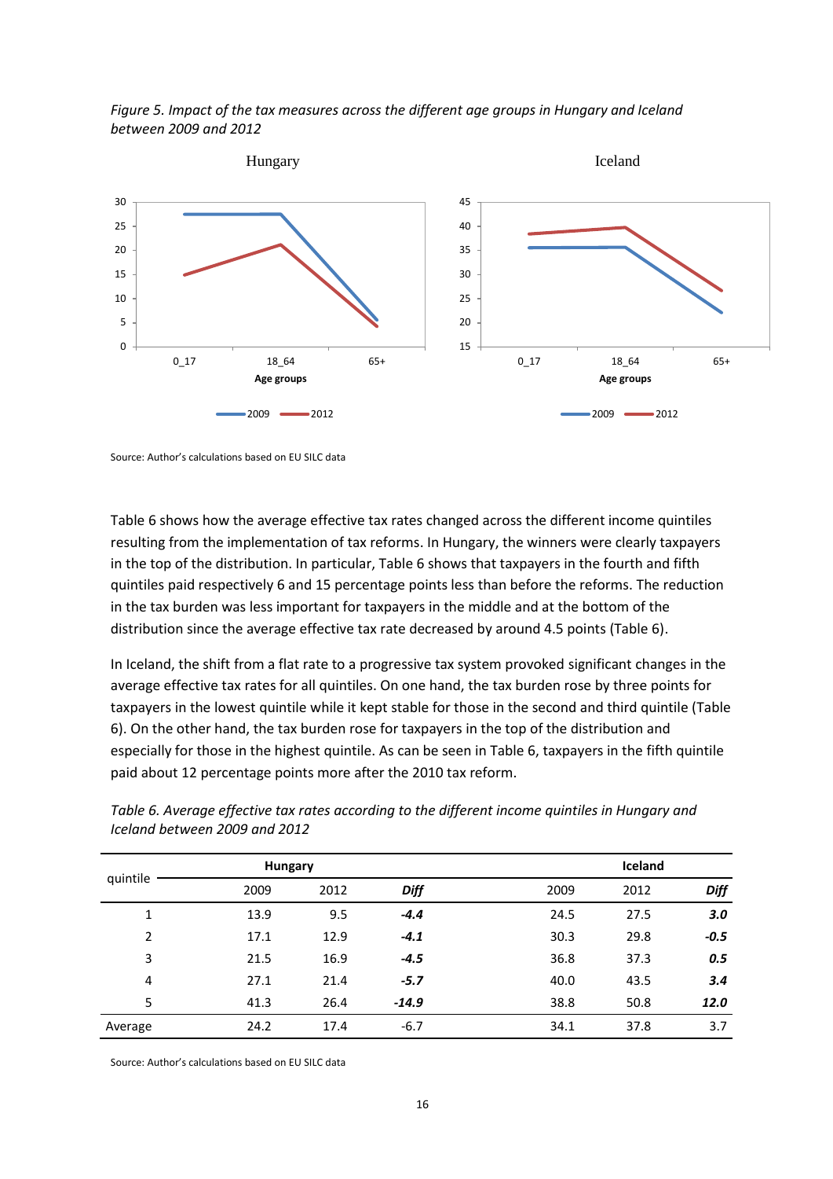*Figure 5. Impact of the tax measures across the different age groups in Hungary and Iceland between 2009 and 2012*

Source: Author's calculations based on EU SILC data

Table 6 shows how the average effective tax rates changed across the different income quintiles resulting from the implementation of tax reforms. In Hungary, the winners were clearly taxpayers in the top of the distribution. In particular, Table 6 shows that taxpayers in the fourth and fifth quintiles paid respectively 6 and 15 percentage points less than before the reforms. The reduction in the tax burden was less important for taxpayers in the middle and at the bottom of the distribution since the average effective tax rate decreased by around 4.5 points (Table 6).

In Iceland, the shift from a flat rate to a progressive tax system provoked significant changes in the average effective tax rates for all quintiles. On one hand, the tax burden rose by three points for taxpayers in the lowest quintile while it kept stable for those in the second and third quintile (Table 6). On the other hand, the tax burden rose for taxpayers in the top of the distribution and especially for those in the highest quintile. As can be seen in Table 6, taxpayers in the fifth quintile paid about 12 percentage points more after the 2010 tax reform.

*Table 6. Average effective tax rates according to the different income quintiles in Hungary and Iceland between 2009 and 2012*

| quintile | Hungary | | | Iceland | | |
|---|---|---|---|---|---|---|
| | 2009 | 2012 | ***Diff*** | 2009 | 2012 | ***Diff*** |
| 1 | 13.9 | 9.5 | ***-4.4*** | 24.5 | 27.5 | ***3.0*** |
| 2 | 17.1 | 12.9 | ***-4.1*** | 30.3 | 29.8 | ***-0.5*** |
| 3 | 21.5 | 16.9 | ***-4.5*** | 36.8 | 37.3 | ***0.5*** |
| 4 | 27.1 | 21.4 | ***-5.7*** | 40.0 | 43.5 | ***3.4*** |
| 5 | 41.3 | 26.4 | ***-14.9*** | 38.8 | 50.8 | ***12.0*** |
| Average | 24.2 | 17.4 | -6.7 | 34.1 | 37.8 | 3.7 |

Source: Author's calculations based on EU SILC data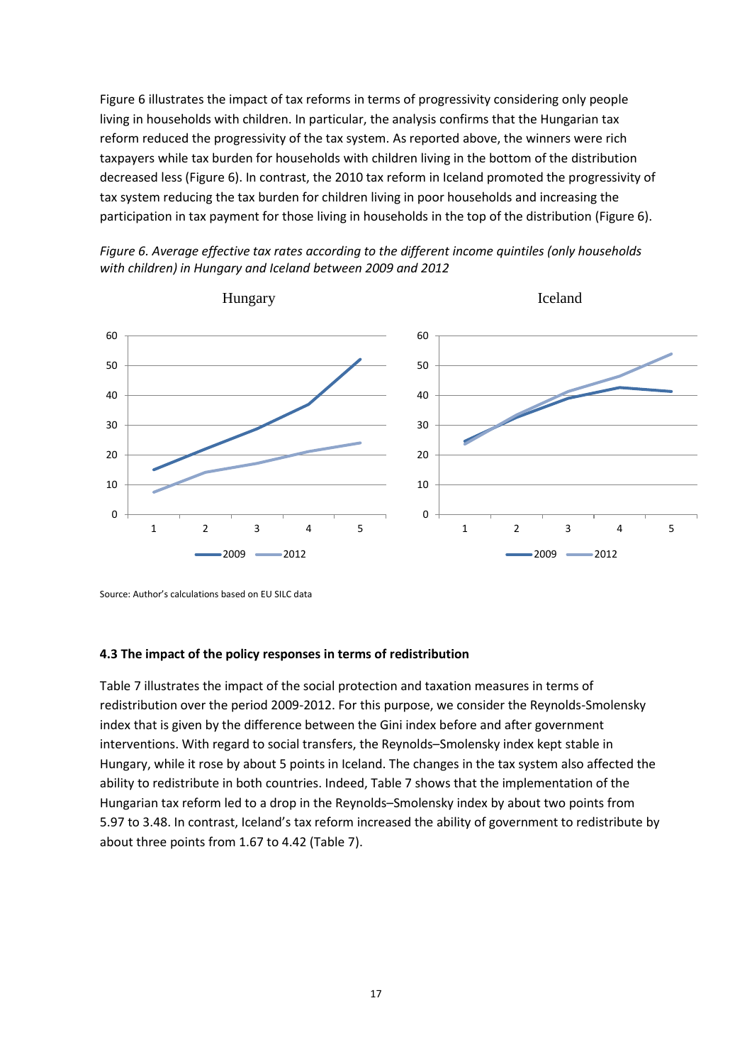Figure 6 illustrates the impact of tax reforms in terms of progressivity considering only people living in households with children. In particular, the analysis confirms that the Hungarian tax reform reduced the progressivity of the tax system. As reported above, the winners were rich taxpayers while tax burden for households with children living in the bottom of the distribution decreased less (Figure 6). In contrast, the 2010 tax reform in Iceland promoted the progressivity of tax system reducing the tax burden for children living in poor households and increasing the participation in tax payment for those living in households in the top of the distribution (Figure 6).

*Figure 6. Average effective tax rates according to the different income quintiles (only households with children) in Hungary and Iceland between 2009 and 2012*

Source: Author's calculations based on EU SILC data

#### 4.3 The impact of the policy responses in terms of redistribution

Table 7 illustrates the impact of the social protection and taxation measures in terms of redistribution over the period 2009-2012. For this purpose, we consider the Reynolds-Smolensky index that is given by the difference between the Gini index before and after government interventions. With regard to social transfers, the Reynolds–Smolensky index kept stable in Hungary, while it rose by about 5 points in Iceland. The changes in the tax system also affected the ability to redistribute in both countries. Indeed, Table 7 shows that the implementation of the Hungarian tax reform led to a drop in the Reynolds–Smolensky index by about two points from 5.97 to 3.48. In contrast, Iceland's tax reform increased the ability of government to redistribute by about three points from 1.67 to 4.42 (Table 7).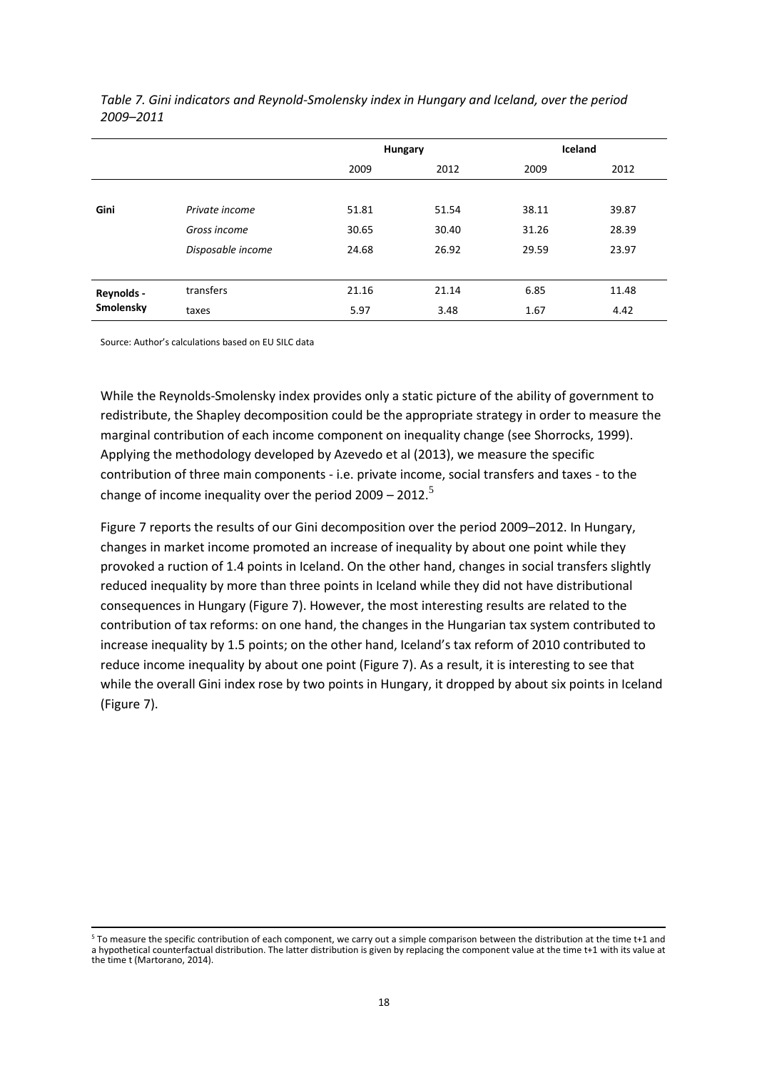*Table 7. Gini indicators and Reynold-Smolensky index in Hungary and Iceland, over the period 2009–2011*

| | | Hungary | | Iceland | |
|---|---|---|---|---|---|
| | | 2009 | 2012 | 2009 | 2012 |
| **Gini** | *Private income* | 51.81 | 51.54 | 38.11 | 39.87 |
| | *Gross income* | 30.65 | 30.40 | 31.26 | 28.39 |
| | *Disposable income* | 24.68 | 26.92 | 29.59 | 23.97 |
| **Reynolds - Smolensky** | transfers | 21.16 | 21.14 | 6.85 | 11.48 |
| | taxes | 5.97 | 3.48 | 1.67 | 4.42 |

Source: Author's calculations based on EU SILC data

While the Reynolds-Smolensky index provides only a static picture of the ability of government to redistribute, the Shapley decomposition could be the appropriate strategy in order to measure the marginal contribution of each income component on inequality change (see Shorrocks, 1999). Applying the methodology developed by Azevedo et al (2013), we measure the specific contribution of three main components - i.e. private income, social transfers and taxes - to the change of income inequality over the period 2009 – 2012.[5]

Figure 7 reports the results of our Gini decomposition over the period 2009–2012. In Hungary, changes in market income promoted an increase of inequality by about one point while they provoked a ruction of 1.4 points in Iceland. On the other hand, changes in social transfers slightly reduced inequality by more than three points in Iceland while they did not have distributional consequences in Hungary (Figure 7). However, the most interesting results are related to the contribution of tax reforms: on one hand, the changes in the Hungarian tax system contributed to increase inequality by 1.5 points; on the other hand, Iceland's tax reform of 2010 contributed to reduce income inequality by about one point (Figure 7). As a result, it is interesting to see that while the overall Gini index rose by two points in Hungary, it dropped by about six points in Iceland (Figure 7).

[5] To measure the specific contribution of each component, we carry out a simple comparison between the distribution at the time t+1 and a hypothetical counterfactual distribution. The latter distribution is given by replacing the component value at the time t+1 with its value at the time t (Martorano, 2014).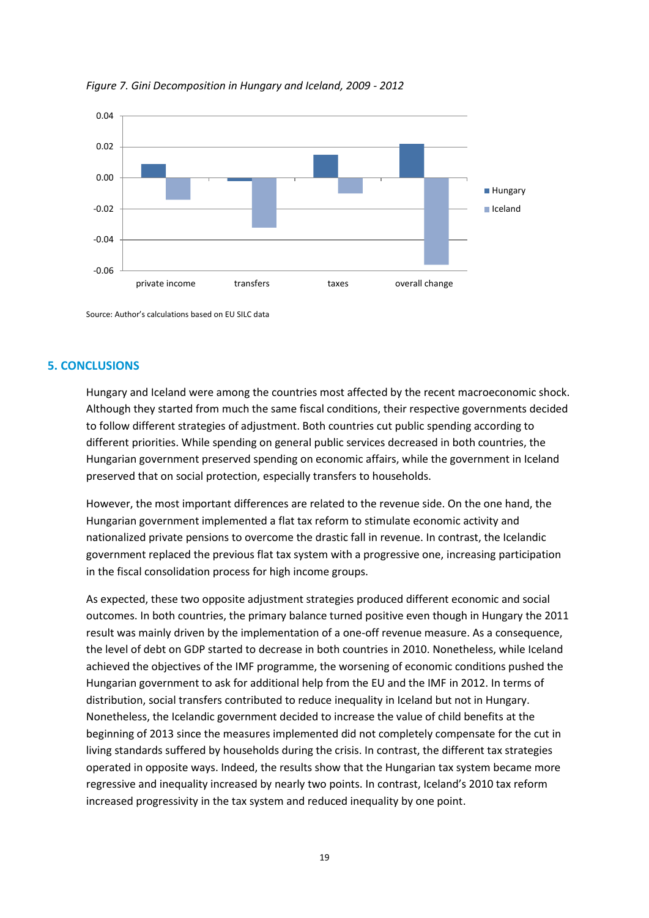*Figure 7. Gini Decomposition in Hungary and Iceland, 2009 - 2012*

Source: Author's calculations based on EU SILC data

## 5. CONCLUSIONS

Hungary and Iceland were among the countries most affected by the recent macroeconomic shock. Although they started from much the same fiscal conditions, their respective governments decided to follow different strategies of adjustment. Both countries cut public spending according to different priorities. While spending on general public services decreased in both countries, the Hungarian government preserved spending on economic affairs, while the government in Iceland preserved that on social protection, especially transfers to households.

However, the most important differences are related to the revenue side. On the one hand, the Hungarian government implemented a flat tax reform to stimulate economic activity and nationalized private pensions to overcome the drastic fall in revenue. In contrast, the Icelandic government replaced the previous flat tax system with a progressive one, increasing participation in the fiscal consolidation process for high income groups.

As expected, these two opposite adjustment strategies produced different economic and social outcomes. In both countries, the primary balance turned positive even though in Hungary the 2011 result was mainly driven by the implementation of a one-off revenue measure. As a consequence, the level of debt on GDP started to decrease in both countries in 2010. Nonetheless, while Iceland achieved the objectives of the IMF programme, the worsening of economic conditions pushed the Hungarian government to ask for additional help from the EU and the IMF in 2012. In terms of distribution, social transfers contributed to reduce inequality in Iceland but not in Hungary. Nonetheless, the Icelandic government decided to increase the value of child benefits at the beginning of 2013 since the measures implemented did not completely compensate for the cut in living standards suffered by households during the crisis. In contrast, the different tax strategies operated in opposite ways. Indeed, the results show that the Hungarian tax system became more regressive and inequality increased by nearly two points. In contrast, Iceland's 2010 tax reform increased progressivity in the tax system and reduced inequality by one point.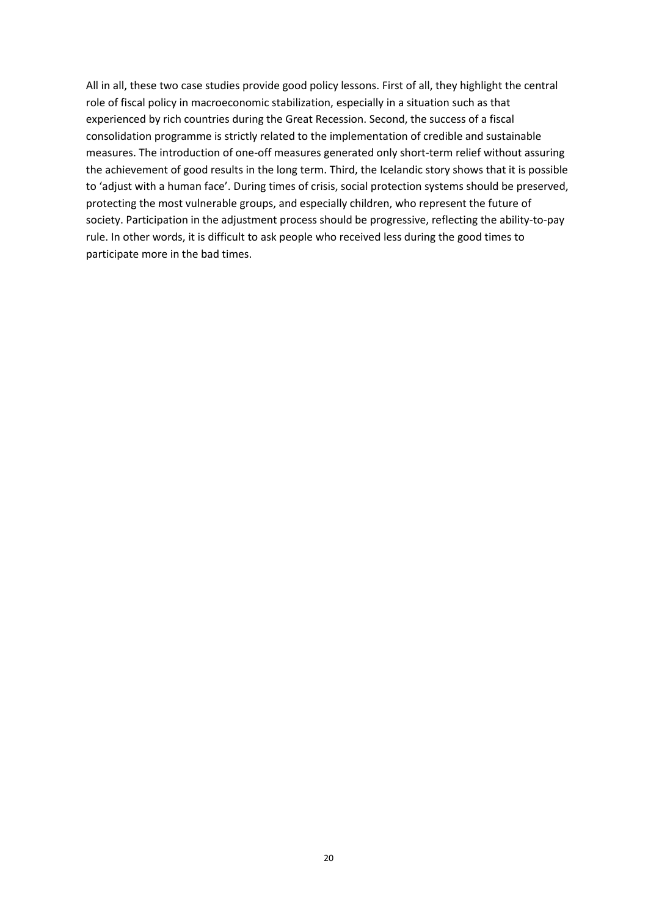All in all, these two case studies provide good policy lessons. First of all, they highlight the central role of fiscal policy in macroeconomic stabilization, especially in a situation such as that experienced by rich countries during the Great Recession. Second, the success of a fiscal consolidation programme is strictly related to the implementation of credible and sustainable measures. The introduction of one-off measures generated only short-term relief without assuring the achievement of good results in the long term. Third, the Icelandic story shows that it is possible to 'adjust with a human face'. During times of crisis, social protection systems should be preserved, protecting the most vulnerable groups, and especially children, who represent the future of society. Participation in the adjustment process should be progressive, reflecting the ability-to-pay rule. In other words, it is difficult to ask people who received less during the good times to participate more in the bad times.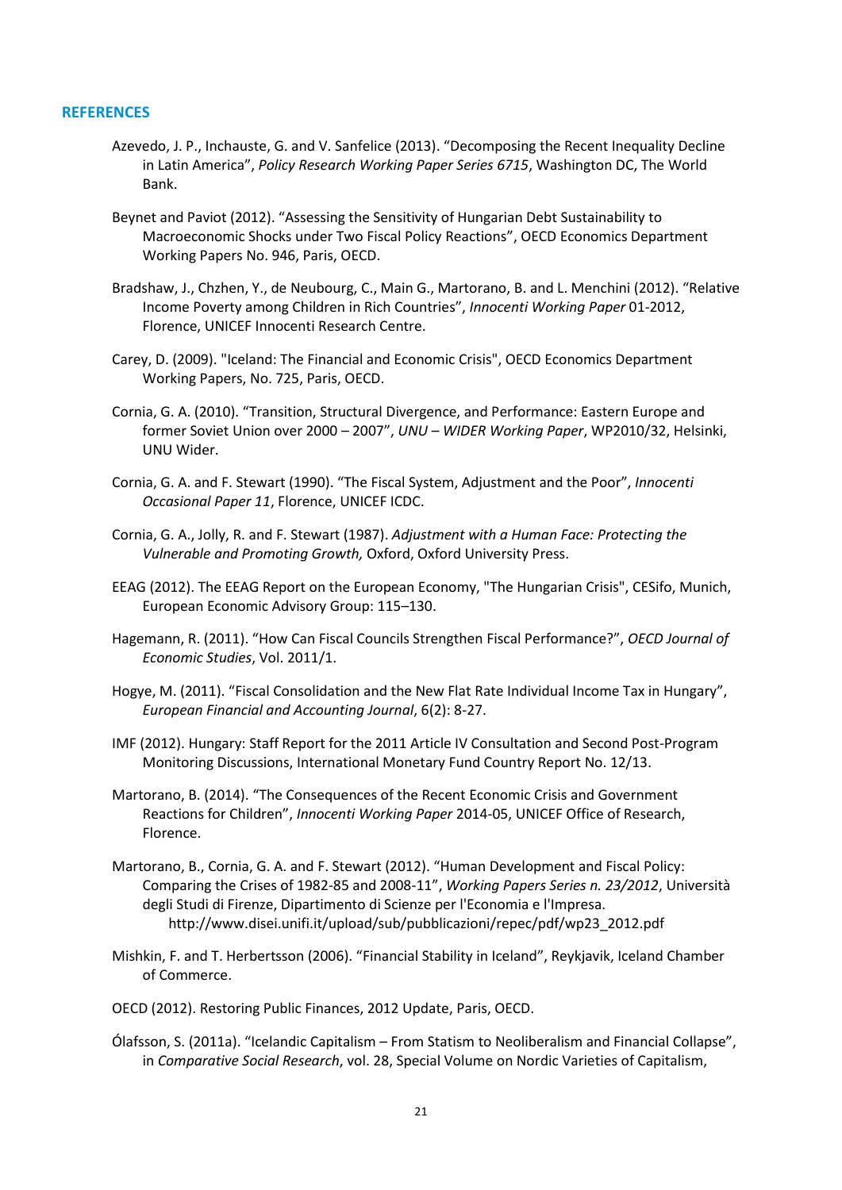## REFERENCES

Azevedo, J. P., Inchauste, G. and V. Sanfelice (2013). "Decomposing the Recent Inequality Decline in Latin America", *Policy Research Working Paper Series 6715*, Washington DC, The World Bank.

Beynet and Paviot (2012). "Assessing the Sensitivity of Hungarian Debt Sustainability to Macroeconomic Shocks under Two Fiscal Policy Reactions", OECD Economics Department Working Papers No. 946, Paris, OECD.

Bradshaw, J., Chzhen, Y., de Neubourg, C., Main G., Martorano, B. and L. Menchini (2012). "Relative Income Poverty among Children in Rich Countries", *Innocenti Working Paper* 01-2012, Florence, UNICEF Innocenti Research Centre.

Carey, D. (2009). "Iceland: The Financial and Economic Crisis", OECD Economics Department Working Papers, No. 725, Paris, OECD.

Cornia, G. A. (2010). "Transition, Structural Divergence, and Performance: Eastern Europe and former Soviet Union over 2000 – 2007", *UNU – WIDER Working Paper*, WP2010/32, Helsinki, UNU Wider.

Cornia, G. A. and F. Stewart (1990). "The Fiscal System, Adjustment and the Poor", *Innocenti Occasional Paper 11*, Florence, UNICEF ICDC.

Cornia, G. A., Jolly, R. and F. Stewart (1987). *Adjustment with a Human Face: Protecting the Vulnerable and Promoting Growth,* Oxford, Oxford University Press.

EEAG (2012). The EEAG Report on the European Economy, "The Hungarian Crisis", CESifo, Munich, European Economic Advisory Group: 115–130.

Hagemann, R. (2011). "How Can Fiscal Councils Strengthen Fiscal Performance?", *OECD Journal of Economic Studies*, Vol. 2011/1.

Hogye, M. (2011). "Fiscal Consolidation and the New Flat Rate Individual Income Tax in Hungary", *European Financial and Accounting Journal*, 6(2): 8-27.

IMF (2012). Hungary: Staff Report for the 2011 Article IV Consultation and Second Post-Program Monitoring Discussions, International Monetary Fund Country Report No. 12/13.

Martorano, B. (2014). "The Consequences of the Recent Economic Crisis and Government Reactions for Children", *Innocenti Working Paper* 2014-05, UNICEF Office of Research, Florence.

Martorano, B., Cornia, G. A. and F. Stewart (2012). "Human Development and Fiscal Policy: Comparing the Crises of 1982-85 and 2008-11", *Working Papers Series n. 23/2012*, Università degli Studi di Firenze, Dipartimento di Scienze per l'Economia e l'Impresa. http://www.disei.unifi.it/upload/sub/pubblicazioni/repec/pdf/wp23_2012.pdf

Mishkin, F. and T. Herbertsson (2006). "Financial Stability in Iceland", Reykjavik, Iceland Chamber of Commerce.

OECD (2012). Restoring Public Finances, 2012 Update, Paris, OECD.

Ólafsson, S. (2011a). "Icelandic Capitalism – From Statism to Neoliberalism and Financial Collapse", in *Comparative Social Research*, vol. 28, Special Volume on Nordic Varieties of Capitalism,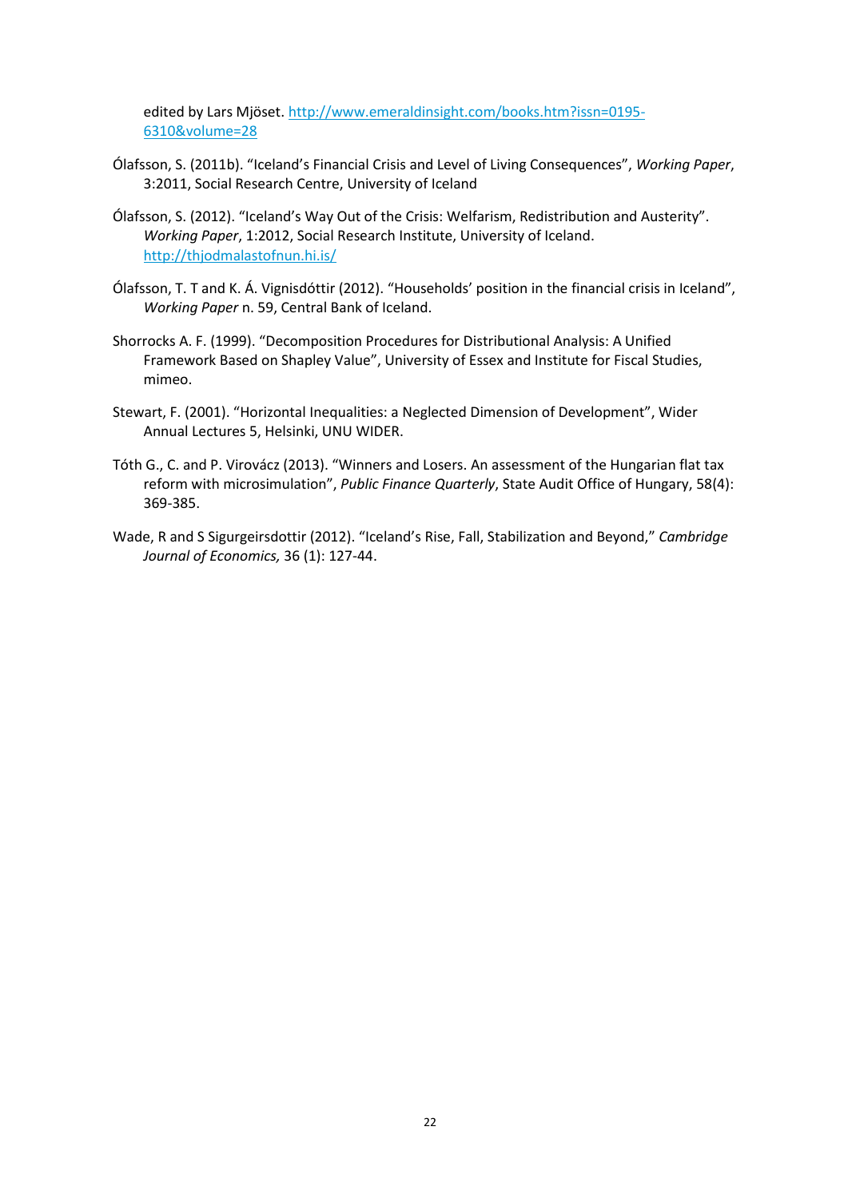edited by Lars Mjöset. http://www.emeraldinsight.com/books.htm?issn=0195-6310&volume=28

Ólafsson, S. (2011b). "Iceland's Financial Crisis and Level of Living Consequences", *Working Paper*, 3:2011, Social Research Centre, University of Iceland

Ólafsson, S. (2012). "Iceland's Way Out of the Crisis: Welfarism, Redistribution and Austerity". *Working Paper*, 1:2012, Social Research Institute, University of Iceland. http://thjodmalastofnun.hi.is/

Ólafsson, T. T and K. Á. Vignisdóttir (2012). "Households' position in the financial crisis in Iceland", *Working Paper* n. 59, Central Bank of Iceland.

Shorrocks A. F. (1999). "Decomposition Procedures for Distributional Analysis: A Unified Framework Based on Shapley Value", University of Essex and Institute for Fiscal Studies, mimeo.

Stewart, F. (2001). "Horizontal Inequalities: a Neglected Dimension of Development", Wider Annual Lectures 5, Helsinki, UNU WIDER.

Tóth G., C. and P. Virovácz (2013). "Winners and Losers. An assessment of the Hungarian flat tax reform with microsimulation", *Public Finance Quarterly*, State Audit Office of Hungary, 58(4): 369-385.

Wade, R and S Sigurgeirsdottir (2012). "Iceland's Rise, Fall, Stabilization and Beyond," *Cambridge Journal of Economics,* 36 (1): 127-44.